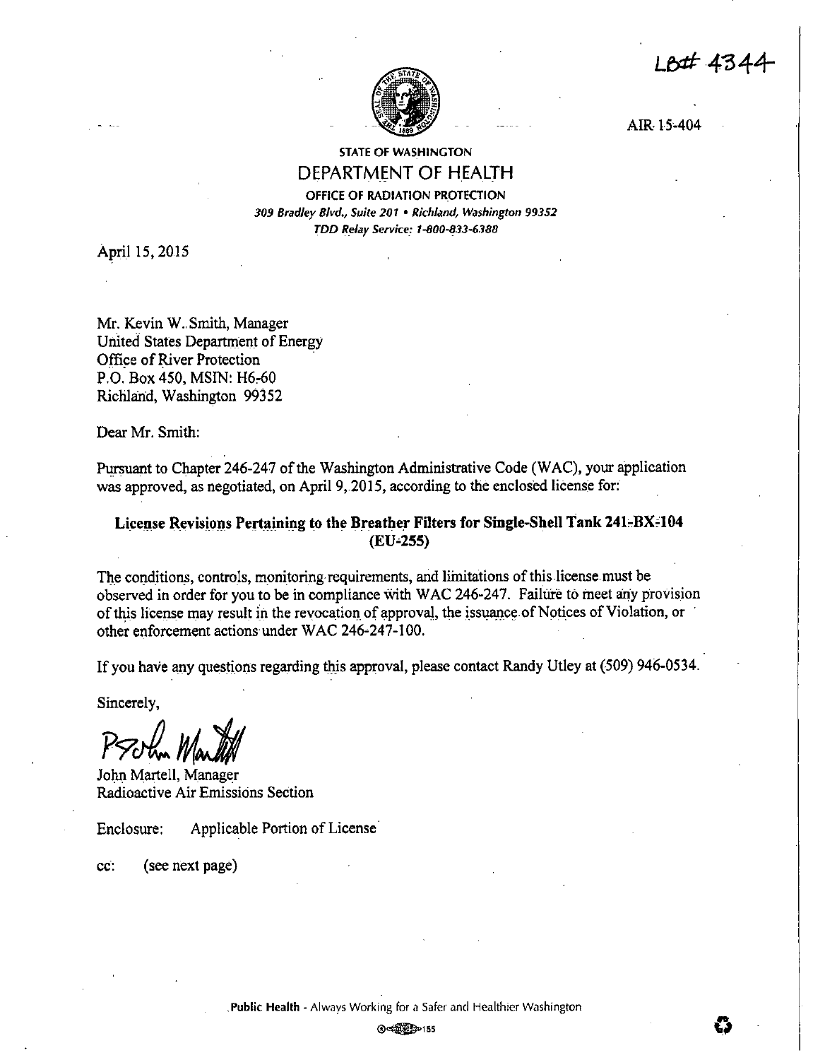LB# 4344

AIR 15-404

STATE OF WASHINGTON
DEPARTMENT OF HEALTH
OFFICE OF RADIATION PROTECTION
*309 Bradley Blvd., Suite 201 • Richland, Washington 99352*
*TDD Relay Service: 1-800-833-6388*

April 15, 2015

Mr. Kevin W. Smith, Manager
United States Department of Energy
Office of River Protection
P.O. Box 450, MSIN: H6-60
Richland, Washington 99352

Dear Mr. Smith:

Pursuant to Chapter 246-247 of the Washington Administrative Code (WAC), your application was approved, as negotiated, on April 9, 2015, according to the enclosed license for:

**License Revisions Pertaining to the Breather Filters for Single-Shell Tank 241-BX-104 (EU-255)**

The conditions, controls, monitoring requirements, and limitations of this license must be observed in order for you to be in compliance with WAC 246-247. Failure to meet any provision of this license may result in the revocation of approval, the issuance of Notices of Violation, or other enforcement actions under WAC 246-247-100.

If you have any questions regarding this approval, please contact Randy Utley at (509) 946-0534.

Sincerely,

John Martell, Manager
Radioactive Air Emissions Section

Enclosure: Applicable Portion of License

cc: (see next page)

Public Health - Always Working for a Safer and Healthier Washington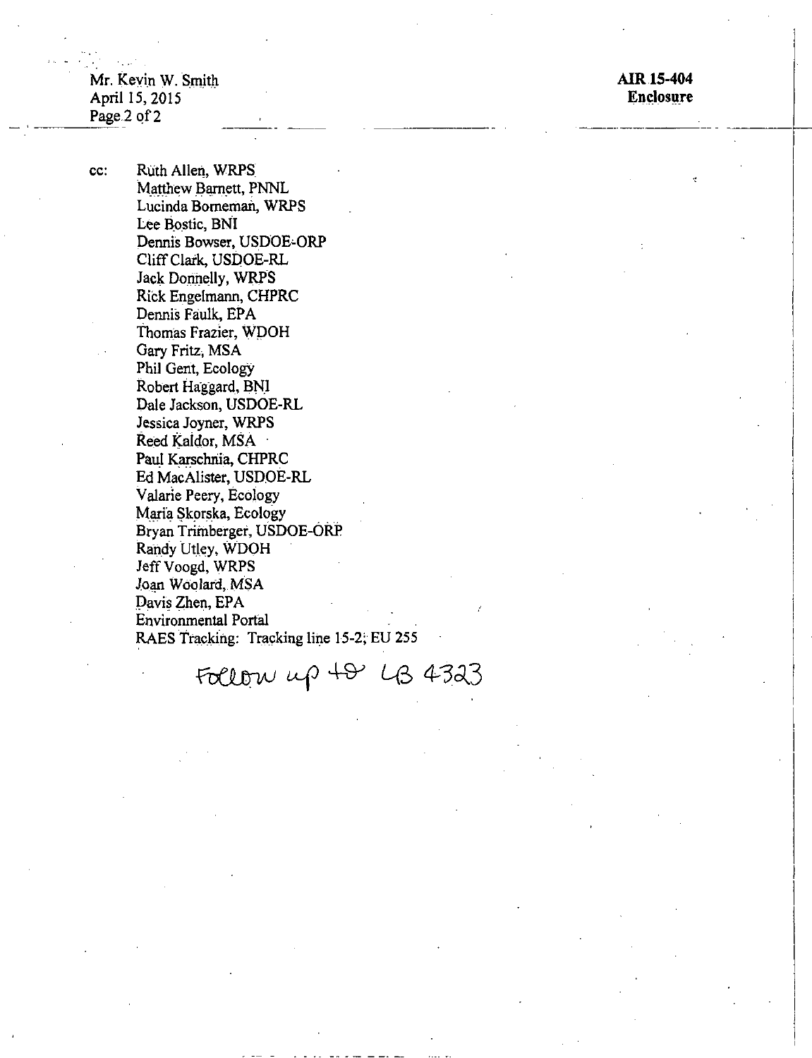AIR 15-404
**Enclosure**

cc: Ruth Allen, WRPS
Matthew Barnett, PNNL
Lucinda Borneman, WRPS
Lee Bostic, BNI
Dennis Bowser, USDOE-ORP
Cliff Clark, USDOE-RL
Jack Donnelly, WRPS
Rick Engelmann, CHPRC
Dennis Faulk, EPA
Thomas Frazier, WDOH
Gary Fritz, MSA
Phil Gent, Ecology
Robert Haggard, BNI
Dale Jackson, USDOE-RL
Jessica Joyner, WRPS
Reed Kaldor, MSA
Paul Karschnia, CHPRC
Ed MacAlister, USDOE-RL
Valarie Peery, Ecology
Maria Skorska, Ecology
Bryan Trimberger, USDOE-ORP
Randy Utley, WDOH
Jeff Voogd, WRPS
Joan Woolard, MSA
Davis Zhen, EPA
Environmental Portal
RAES Tracking: Tracking line 15-2; EU 255

Follow up to LB 4323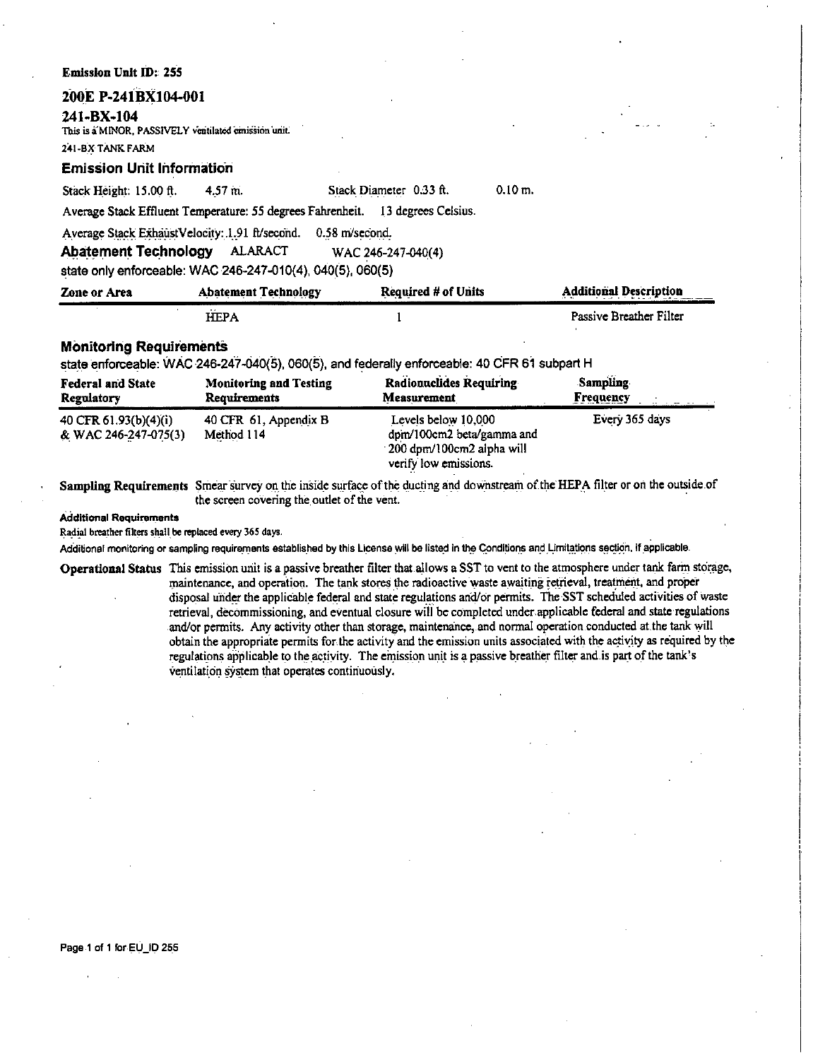**Emission Unit ID: 255**

## 200E P-241BX104-001

## 241-BX-104

This is a MINOR, PASSIVELY ventilated emission unit.

241-BX TANK FARM

### Emission Unit Information

Stack Height: 15.00 ft. 4.57 m. Stack Diameter 0.33 ft. 0.10 m.

Average Stack Effluent Temperature: 55 degrees Fahrenheit. 13 degrees Celsius.

Average Stack Exhaust Velocity: 1.91 ft/second. 0.58 m/second.

### Abatement Technology ALARACT WAC 246-247-040(4)

state only enforceable: WAC 246-247-010(4), 040(5), 060(5)

| Zone or Area | Abatement Technology | Required # of Units | Additional Description |
|---|---|---|---|
| | HEPA | 1 | Passive Breather Filter |

### Monitoring Requirements

state enforceable: WAC 246-247-040(5), 060(5), and federally enforceable: 40 CFR 61 subpart H

| Federal and State Regulatory | Monitoring and Testing Requirements | Radionuclides Requiring Measurement | Sampling Frequency |
|---|---|---|---|
| 40 CFR 61.93(b)(4)(i) & WAC 246-247-075(3) | 40 CFR 61, Appendix B Method 114 | Levels below 10,000 dpm/100cm2 beta/gamma and 200 dpm/100cm2 alpha will verify low emissions. | Every 365 days |

**Sampling Requirements** Smear survey on the inside surface of the ducting and downstream of the HEPA filter or on the outside of the screen covering the outlet of the vent.

**Additional Requirements**

Radial breather filters shall be replaced every 365 days.

Additional monitoring or sampling requirements established by this License will be listed in the Conditions and Limitations section, if applicable.

**Operational Status** This emission unit is a passive breather filter that allows a SST to vent to the atmosphere under tank farm storage, maintenance, and operation. The tank stores the radioactive waste awaiting retrieval, treatment, and proper disposal under the applicable federal and state regulations and/or permits. The SST scheduled activities of waste retrieval, decommissioning, and eventual closure will be completed under applicable federal and state regulations and/or permits. Any activity other than storage, maintenance, and normal operation conducted at the tank will obtain the appropriate permits for the activity and the emission units associated with the activity as required by the regulations applicable to the activity. The emission unit is a passive breather filter and is part of the tank's ventilation system that operates continuously.